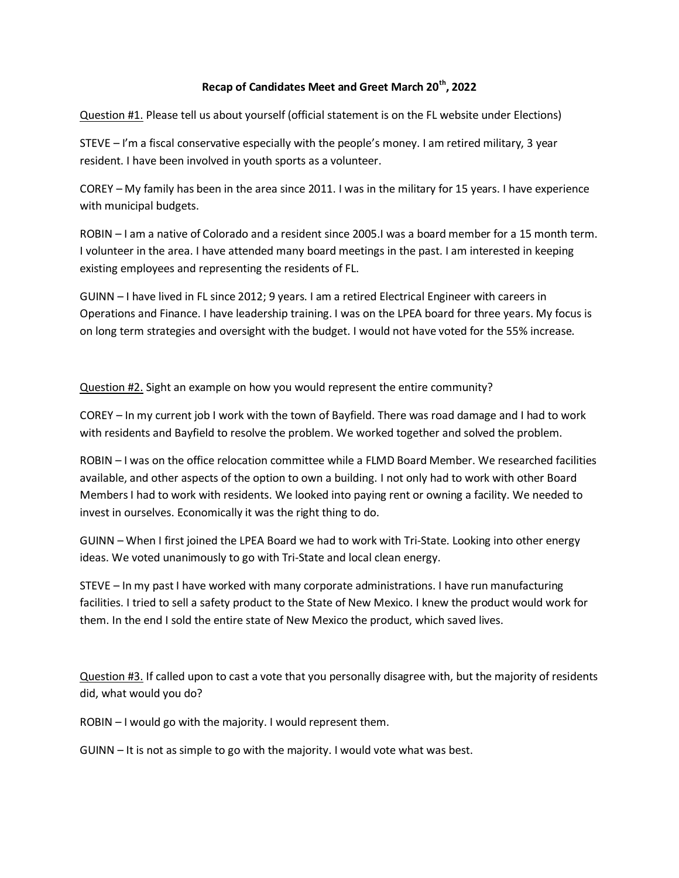# Recap of Candidates Meet and Greet March 20th, 2022

Question #1. Please tell us about yourself (official statement is on the FL website under Elections)

STEVE – I'm a fiscal conservative especially with the people's money. I am retired military, 3 year resident. I have been involved in youth sports as a volunteer.

COREY – My family has been in the area since 2011. I was in the military for 15 years. I have experience with municipal budgets.

ROBIN – I am a native of Colorado and a resident since 2005.I was a board member for a 15 month term. I volunteer in the area. I have attended many board meetings in the past. I am interested in keeping existing employees and representing the residents of FL.

GUINN – I have lived in FL since 2012; 9 years. I am a retired Electrical Engineer with careers in Operations and Finance. I have leadership training. I was on the LPEA board for three years. My focus is on long term strategies and oversight with the budget. I would not have voted for the 55% increase.

Question #2. Sight an example on how you would represent the entire community?

COREY – In my current job I work with the town of Bayfield. There was road damage and I had to work with residents and Bayfield to resolve the problem. We worked together and solved the problem.

ROBIN – I was on the office relocation committee while a FLMD Board Member. We researched facilities available, and other aspects of the option to own a building. I not only had to work with other Board Members I had to work with residents. We looked into paying rent or owning a facility. We needed to invest in ourselves. Economically it was the right thing to do.

GUINN – When I first joined the LPEA Board we had to work with Tri-State. Looking into other energy ideas. We voted unanimously to go with Tri-State and local clean energy.

STEVE – In my past I have worked with many corporate administrations. I have run manufacturing facilities. I tried to sell a safety product to the State of New Mexico. I knew the product would work for them. In the end I sold the entire state of New Mexico the product, which saved lives.

Question #3. If called upon to cast a vote that you personally disagree with, but the majority of residents did, what would you do?

ROBIN – I would go with the majority. I would represent them.

GUINN – It is not as simple to go with the majority. I would vote what was best.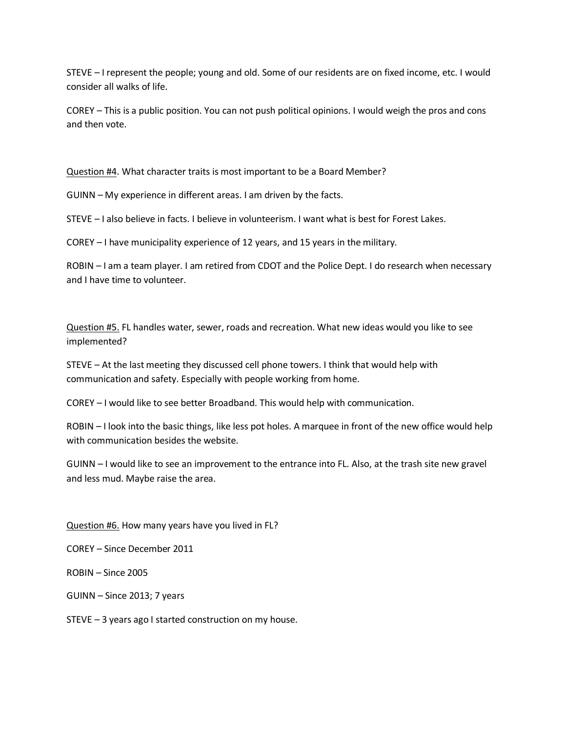STEVE – I represent the people; young and old. Some of our residents are on fixed income, etc. I would consider all walks of life.

COREY – This is a public position. You can not push political opinions. I would weigh the pros and cons and then vote.

<u>Question #4</u>. What character traits is most important to be a Board Member?

GUINN – My experience in different areas. I am driven by the facts.

STEVE – I also believe in facts. I believe in volunteerism. I want what is best for Forest Lakes.

COREY – I have municipality experience of 12 years, and 15 years in the military.

ROBIN – I am a team player. I am retired from CDOT and the Police Dept. I do research when necessary and I have time to volunteer.

<u>Question #5.</u> FL handles water, sewer, roads and recreation. What new ideas would you like to see implemented?

STEVE – At the last meeting they discussed cell phone towers. I think that would help with communication and safety. Especially with people working from home.

COREY – I would like to see better Broadband. This would help with communication.

ROBIN – I look into the basic things, like less pot holes. A marquee in front of the new office would help with communication besides the website.

GUINN – I would like to see an improvement to the entrance into FL. Also, at the trash site new gravel and less mud. Maybe raise the area.

<u>Question #6.</u> How many years have you lived in FL?

COREY – Since December 2011

ROBIN – Since 2005

GUINN – Since 2013; 7 years

STEVE – 3 years ago I started construction on my house.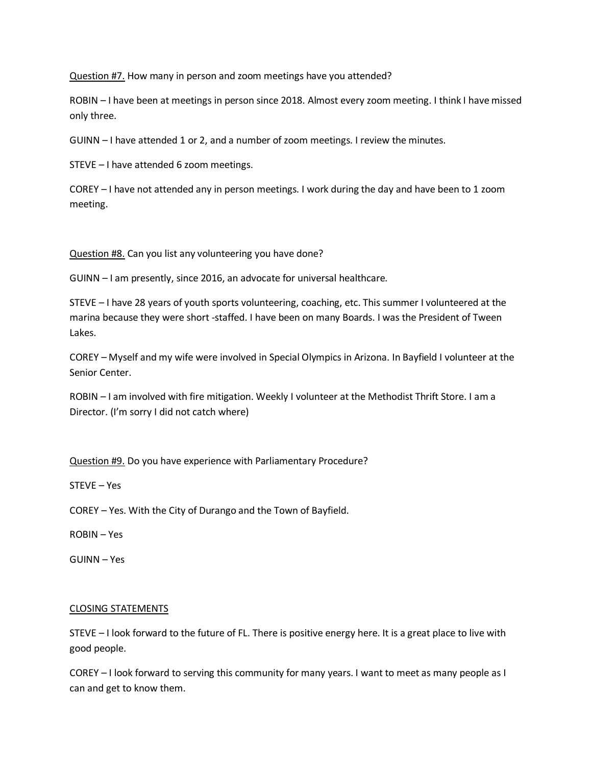Question #7. How many in person and zoom meetings have you attended?

ROBIN – I have been at meetings in person since 2018. Almost every zoom meeting. I think I have missed only three.

GUINN – I have attended 1 or 2, and a number of zoom meetings. I review the minutes.

STEVE – I have attended 6 zoom meetings.

COREY – I have not attended any in person meetings. I work during the day and have been to 1 zoom meeting.

Question #8. Can you list any volunteering you have done?

GUINN – I am presently, since 2016, an advocate for universal healthcare.

STEVE – I have 28 years of youth sports volunteering, coaching, etc. This summer I volunteered at the marina because they were short -staffed. I have been on many Boards. I was the President of Tween Lakes.

COREY – Myself and my wife were involved in Special Olympics in Arizona. In Bayfield I volunteer at the Senior Center.

ROBIN – I am involved with fire mitigation. Weekly I volunteer at the Methodist Thrift Store. I am a Director. (I'm sorry I did not catch where)

Question #9. Do you have experience with Parliamentary Procedure?

STEVE – Yes

COREY – Yes. With the City of Durango and the Town of Bayfield.

ROBIN – Yes

GUINN – Yes

CLOSING STATEMENTS

STEVE – I look forward to the future of FL. There is positive energy here. It is a great place to live with good people.

COREY – I look forward to serving this community for many years. I want to meet as many people as I can and get to know them.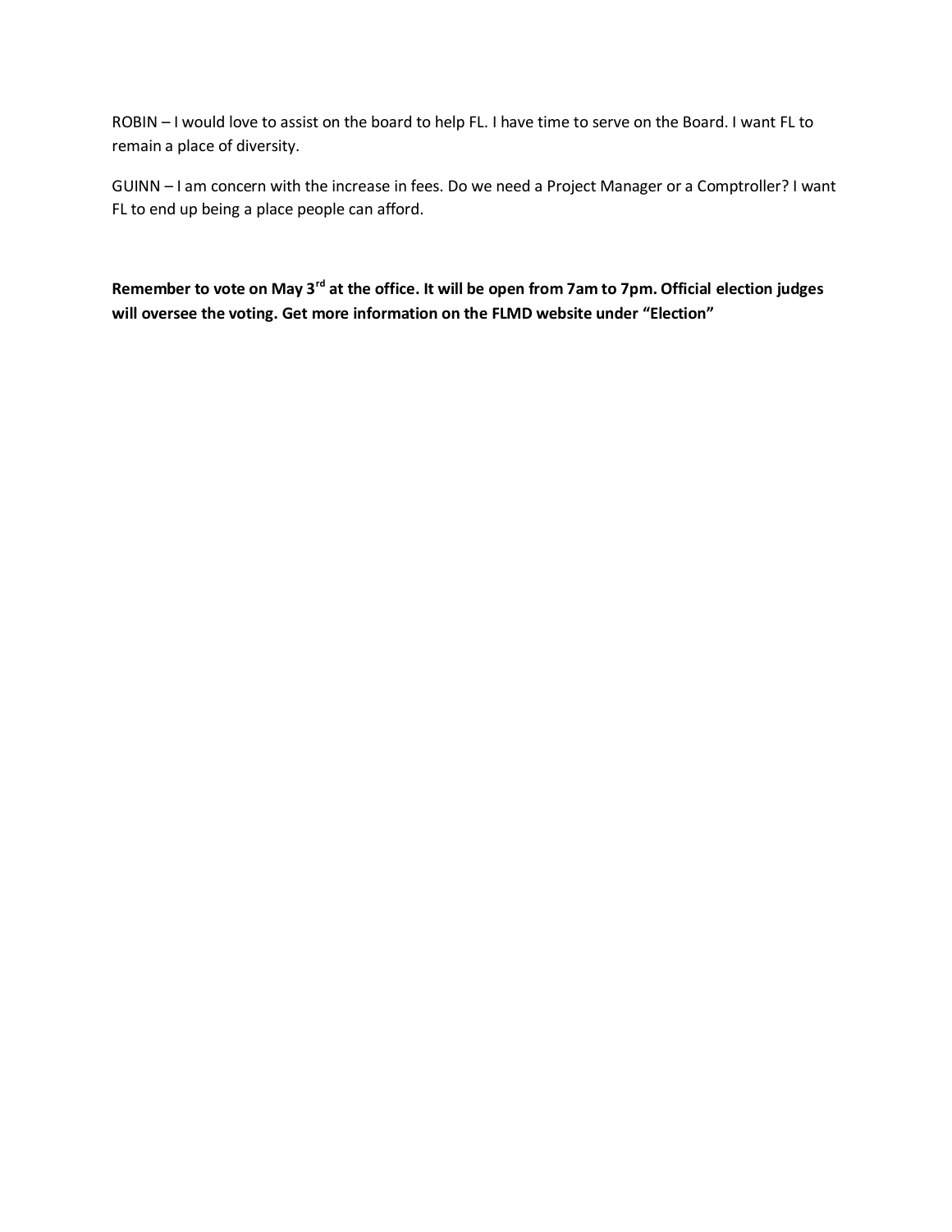ROBIN – I would love to assist on the board to help FL. I have time to serve on the Board. I want FL to remain a place of diversity.

GUINN – I am concern with the increase in fees. Do we need a Project Manager or a Comptroller? I want FL to end up being a place people can afford.

**Remember to vote on May 3rd at the office. It will be open from 7am to 7pm. Official election judges will oversee the voting. Get more information on the FLMD website under "Election"**